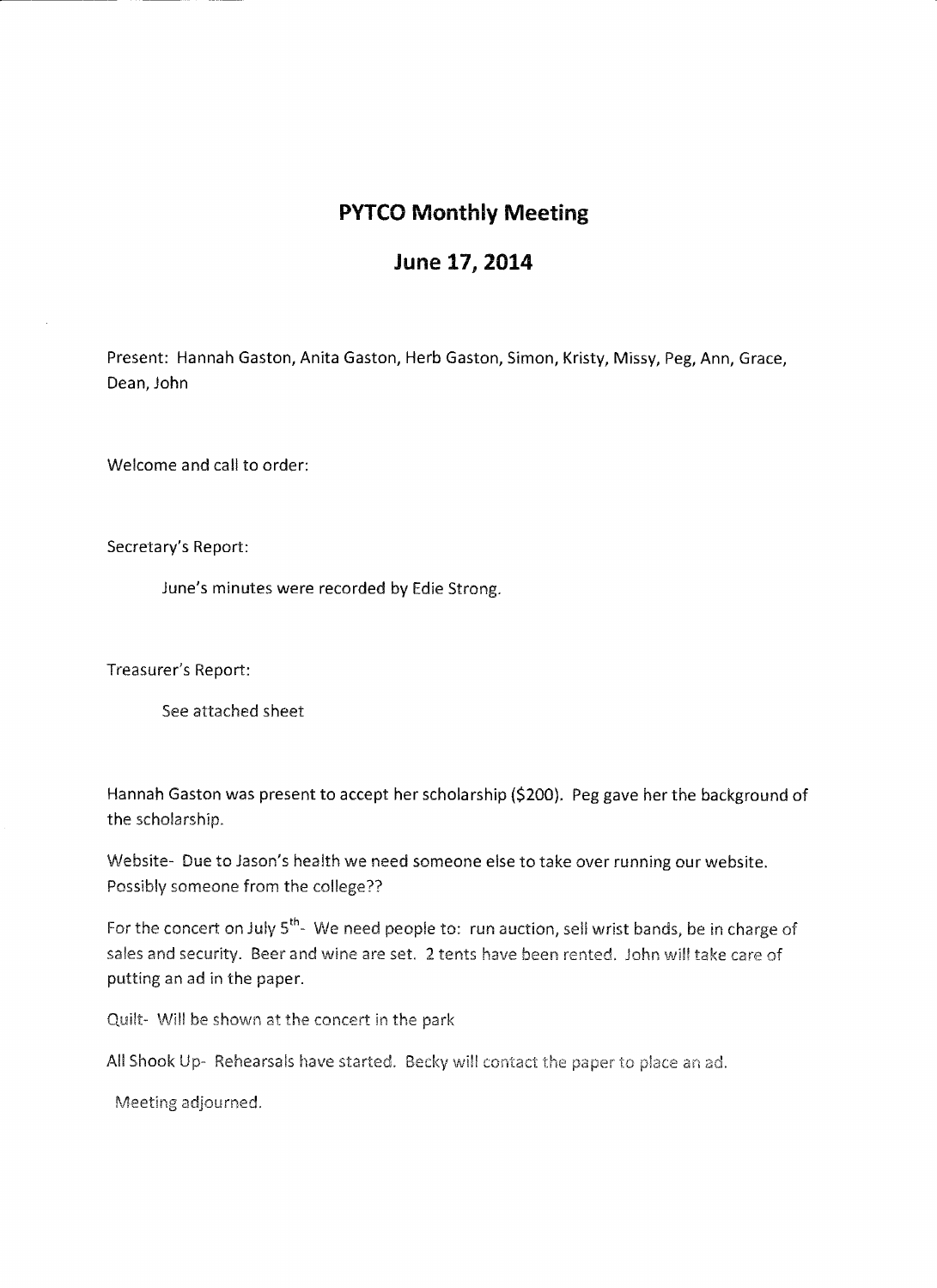# PYTCO Monthly Meeting

## June 17, 2014

Present: Hannah Gaston, Anita Gaston, Herb Gaston, Simon, Kristy, Missy, Peg, Ann, Grace, Dean, John

Welcome and call to order:

Secretary's Report:

June's minutes were recorded by Edie Strong.

Treasurer's Report:

See attached sheet

Hannah Gaston was present to accept her scholarship ($200). Peg gave her the background of the scholarship.

Website- Due to Jason's health we need someone else to take over running our website. Possibly someone from the college??

For the concert on July 5th- We need people to: run auction, sell wrist bands, be in charge of sales and security. Beer and wine are set. 2 tents have been rented. John will take care of putting an ad in the paper.

Quilt- Will be shown at the concert in the park

All Shook Up- Rehearsals have started. Becky will contact the paper to place an ad.

Meeting adjourned.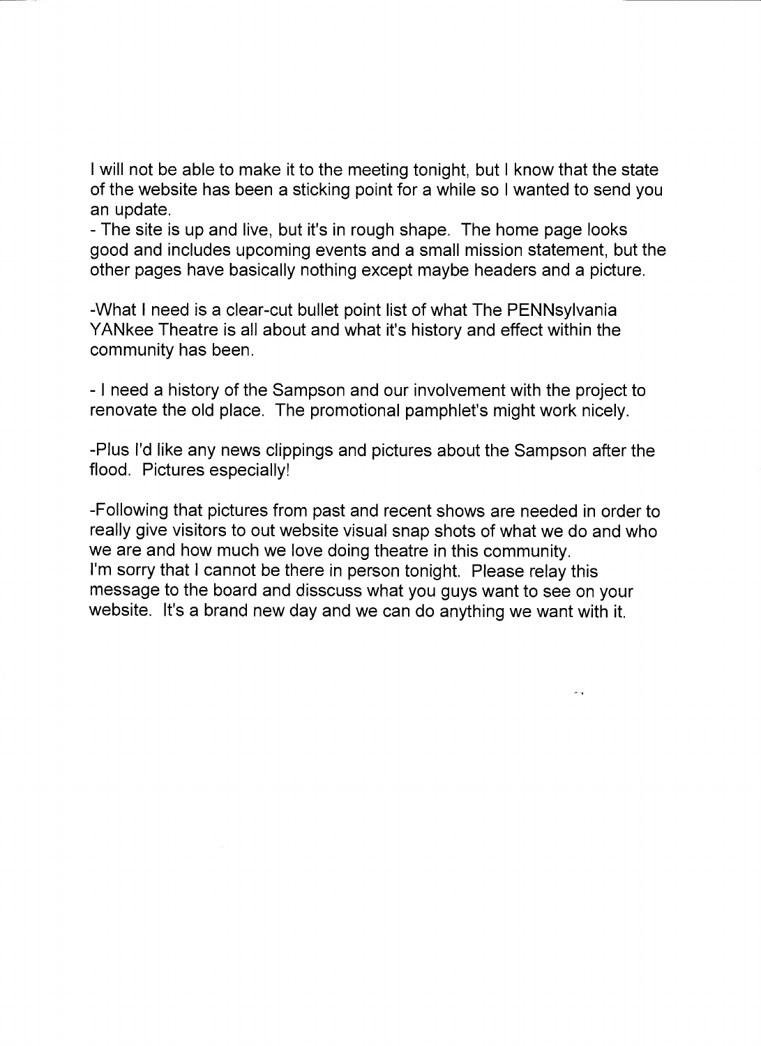I will not be able to make it to the meeting tonight, but I know that the state of the website has been a sticking point for a while so I wanted to send you an update.

- The site is up and live, but it's in rough shape. The home page looks good and includes upcoming events and a small mission statement, but the other pages have basically nothing except maybe headers and a picture.

-What I need is a clear-cut bullet point list of what The PENNsylvania YANkee Theatre is all about and what it's history and effect within the community has been.

- I need a history of the Sampson and our involvement with the project to renovate the old place. The promotional pamphlet's might work nicely.

-Plus I'd like any news clippings and pictures about the Sampson after the flood. Pictures especially!

-Following that pictures from past and recent shows are needed in order to really give visitors to out website visual snap shots of what we do and who we are and how much we love doing theatre in this community.

I'm sorry that I cannot be there in person tonight. Please relay this message to the board and disscuss what you guys want to see on your website. It's a brand new day and we can do anything we want with it.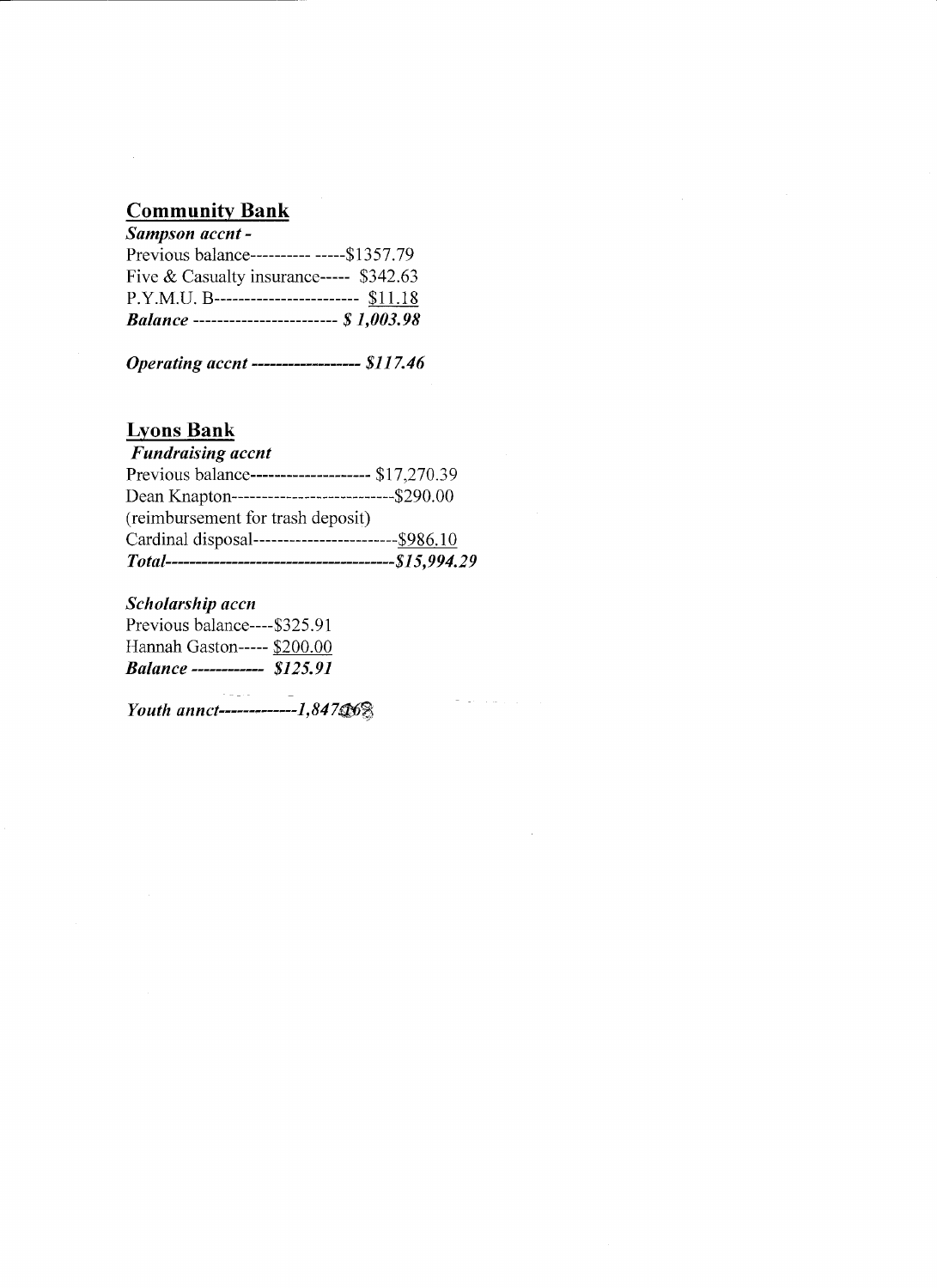## Community Bank

***Sampson accnt -***

Previous balance---------- -----$1357.79
Five & Casualty insurance----- $342.63
P.Y.M.U. B------------------------ $11.18
***Balance ------------------------ $ 1,003.98***

***Operating accnt ------------------ $117.46***

## Lyons Bank

***Fundraising accnt***

Previous balance-------------------- $17,270.39
Dean Knapton---------------------------$290.00
(reimbursement for trash deposit)
Cardinal disposal------------------------$986.10
***Total-------------------------------------$15,994.29***

***Scholarship accn***

Previous balance----$325.91
Hannah Gaston----- $200.00
***Balance ------------ $125.91***

***Youth annct-------------1,847.68***